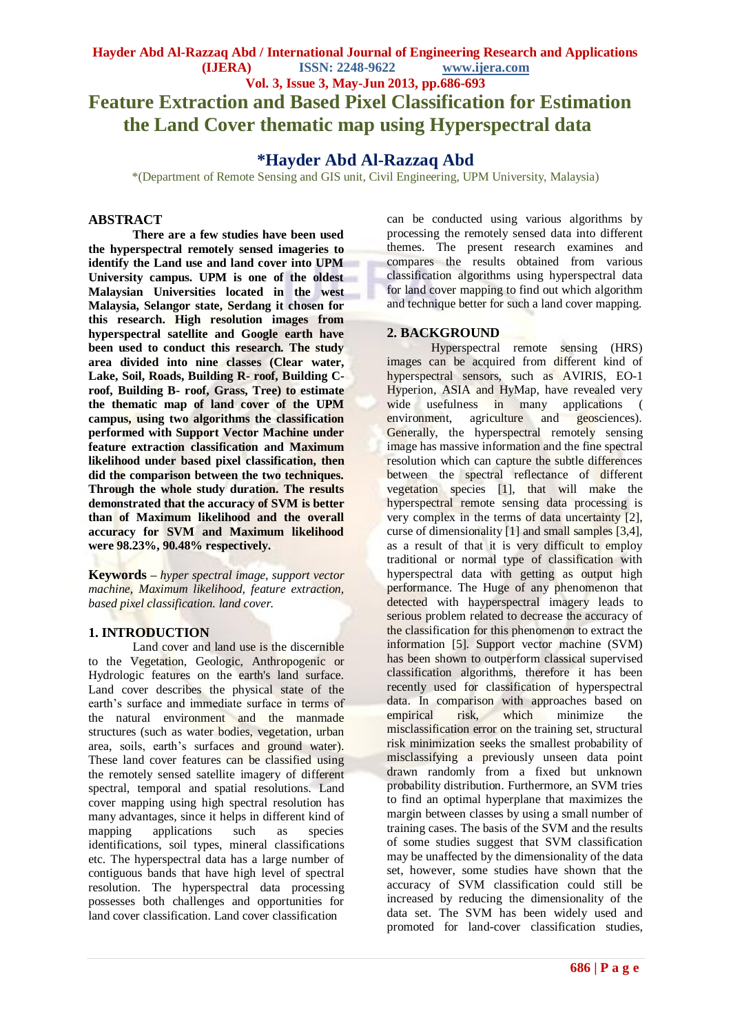# Feature Extraction and Based Pixel Classification for Estimation the Land Cover thematic map using Hyperspectral data

## *Hayder Abd Al-Razzaq Abd

*(Department of Remote Sensing and GIS unit, Civil Engineering, UPM University, Malaysia)

## ABSTRACT

**There are a few studies have been used the hyperspectral remotely sensed imageries to identify the Land use and land cover into UPM University campus. UPM is one of the oldest Malaysian Universities located in the west Malaysia, Selangor state, Serdang it chosen for this research. High resolution images from hyperspectral satellite and Google earth have been used to conduct this research. The study area divided into nine classes (Clear water, Lake, Soil, Roads, Building R- roof, Building C-roof, Building B- roof, Grass, Tree) to estimate the thematic map of land cover of the UPM campus, using two algorithms the classification performed with Support Vector Machine under feature extraction classification and Maximum likelihood under based pixel classification, then did the comparison between the two techniques. Through the whole study duration. The results demonstrated that the accuracy of SVM is better than of Maximum likelihood and the overall accuracy for SVM and Maximum likelihood were 98.23%, 90.48% respectively.**

**Keywords** – *hyper spectral image, support vector machine, Maximum likelihood, feature extraction, based pixel classification. land cover.*

## 1. INTRODUCTION

Land cover and land use is the discernible to the Vegetation, Geologic, Anthropogenic or Hydrologic features on the earth's land surface. Land cover describes the physical state of the earth's surface and immediate surface in terms of the natural environment and the manmade structures (such as water bodies, vegetation, urban area, soils, earth's surfaces and ground water). These land cover features can be classified using the remotely sensed satellite imagery of different spectral, temporal and spatial resolutions. Land cover mapping using high spectral resolution has many advantages, since it helps in different kind of mapping applications such as species identifications, soil types, mineral classifications etc. The hyperspectral data has a large number of contiguous bands that have high level of spectral resolution. The hyperspectral data processing possesses both challenges and opportunities for land cover classification. Land cover classification can be conducted using various algorithms by processing the remotely sensed data into different themes. The present research examines and compares the results obtained from various classification algorithms using hyperspectral data for land cover mapping to find out which algorithm and technique better for such a land cover mapping.

## 2. BACKGROUND

Hyperspectral remote sensing (HRS) images can be acquired from different kind of hyperspectral sensors, such as AVIRIS, EO-1 Hyperion, ASIA and HyMap, have revealed very wide usefulness in many applications ( environment, agriculture and geosciences). Generally, the hyperspectral remotely sensing image has massive information and the fine spectral resolution which can capture the subtle differences between the spectral reflectance of different vegetation species [1], that will make the hyperspectral remote sensing data processing is very complex in the terms of data uncertainty [2], curse of dimensionality [1] and small samples [3,4], as a result of that it is very difficult to employ traditional or normal type of classification with hyperspectral data with getting as output high performance. The Huge of any phenomenon that detected with hayperspectral imagery leads to serious problem related to decrease the accuracy of the classification for this phenomenon to extract the information [5]. Support vector machine (SVM) has been shown to outperform classical supervised classification algorithms, therefore it has been recently used for classification of hyperspectral data. In comparison with approaches based on empirical risk, which minimize the misclassification error on the training set, structural risk minimization seeks the smallest probability of misclassifying a previously unseen data point drawn randomly from a fixed but unknown probability distribution. Furthermore, an SVM tries to find an optimal hyperplane that maximizes the margin between classes by using a small number of training cases. The basis of the SVM and the results of some studies suggest that SVM classification may be unaffected by the dimensionality of the data set, however, some studies have shown that the accuracy of SVM classification could still be increased by reducing the dimensionality of the data set. The SVM has been widely used and promoted for land-cover classification studies,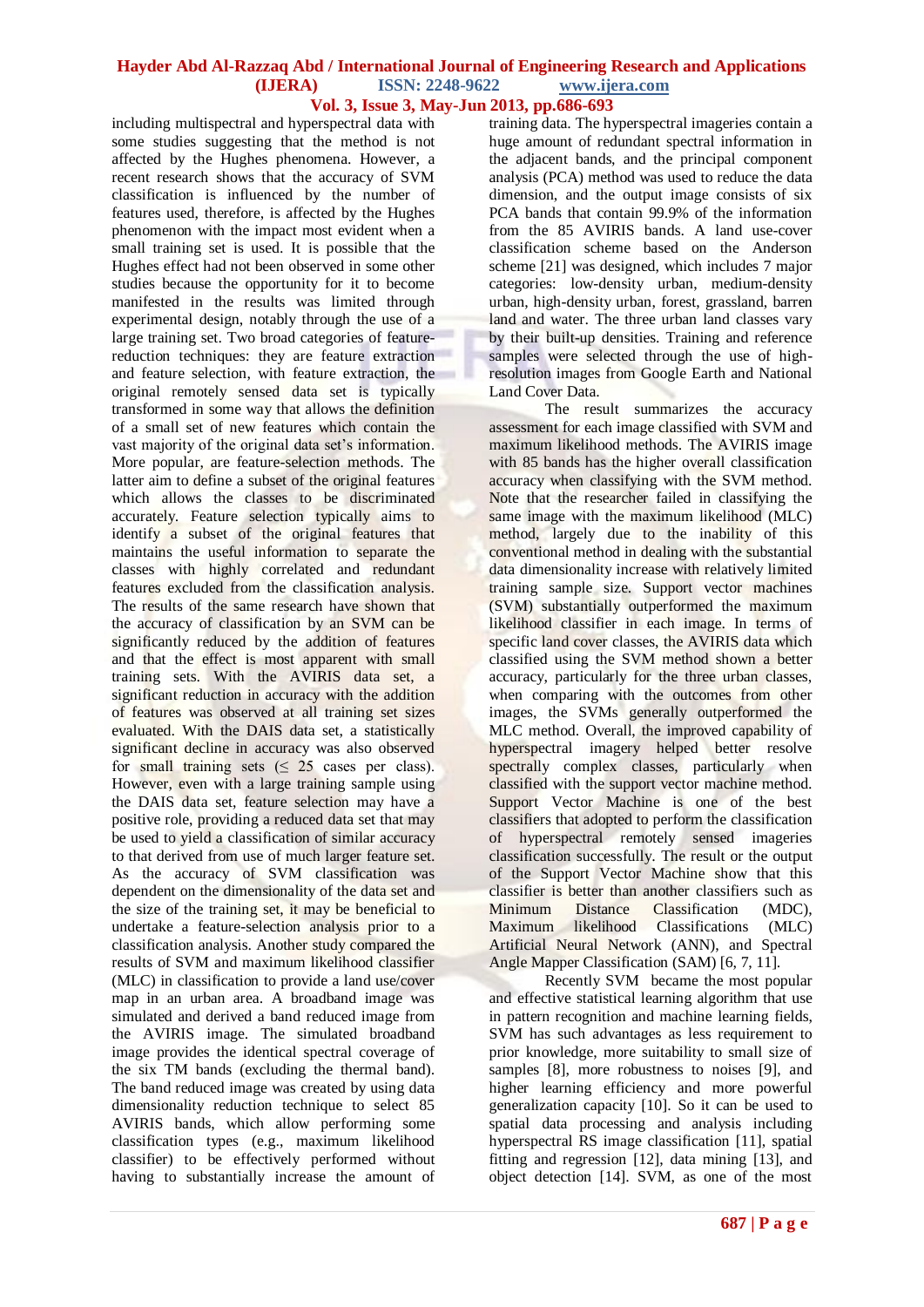including multispectral and hyperspectral data with some studies suggesting that the method is not affected by the Hughes phenomena. However, a recent research shows that the accuracy of SVM classification is influenced by the number of features used, therefore, is affected by the Hughes phenomenon with the impact most evident when a small training set is used. It is possible that the Hughes effect had not been observed in some other studies because the opportunity for it to become manifested in the results was limited through experimental design, notably through the use of a large training set. Two broad categories of feature-reduction techniques: they are feature extraction and feature selection, with feature extraction, the original remotely sensed data set is typically transformed in some way that allows the definition of a small set of new features which contain the vast majority of the original data set's information. More popular, are feature-selection methods. The latter aim to define a subset of the original features which allows the classes to be discriminated accurately. Feature selection typically aims to identify a subset of the original features that maintains the useful information to separate the classes with highly correlated and redundant features excluded from the classification analysis. The results of the same research have shown that the accuracy of classification by an SVM can be significantly reduced by the addition of features and that the effect is most apparent with small training sets. With the AVIRIS data set, a significant reduction in accuracy with the addition of features was observed at all training set sizes evaluated. With the DAIS data set, a statistically significant decline in accuracy was also observed for small training sets ($\leq$ 25 cases per class). However, even with a large training sample using the DAIS data set, feature selection may have a positive role, providing a reduced data set that may be used to yield a classification of similar accuracy to that derived from use of much larger feature set. As the accuracy of SVM classification was dependent on the dimensionality of the data set and the size of the training set, it may be beneficial to undertake a feature-selection analysis prior to a classification analysis. Another study compared the results of SVM and maximum likelihood classifier (MLC) in classification to provide a land use/cover map in an urban area. A broadband image was simulated and derived a band reduced image from the AVIRIS image. The simulated broadband image provides the identical spectral coverage of the six TM bands (excluding the thermal band). The band reduced image was created by using data dimensionality reduction technique to select 85 AVIRIS bands, which allow performing some classification types (e.g., maximum likelihood classifier) to be effectively performed without having to substantially increase the amount of training data. The hyperspectral imageries contain a huge amount of redundant spectral information in the adjacent bands, and the principal component analysis (PCA) method was used to reduce the data dimension, and the output image consists of six PCA bands that contain 99.9% of the information from the 85 AVIRIS bands. A land use-cover classification scheme based on the Anderson scheme [21] was designed, which includes 7 major categories: low-density urban, medium-density urban, high-density urban, forest, grassland, barren land and water. The three urban land classes vary by their built-up densities. Training and reference samples were selected through the use of high-resolution images from Google Earth and National Land Cover Data.

The result summarizes the accuracy assessment for each image classified with SVM and maximum likelihood methods. The AVIRIS image with 85 bands has the higher overall classification accuracy when classifying with the SVM method. Note that the researcher failed in classifying the same image with the maximum likelihood (MLC) method, largely due to the inability of this conventional method in dealing with the substantial data dimensionality increase with relatively limited training sample size. Support vector machines (SVM) substantially outperformed the maximum likelihood classifier in each image. In terms of specific land cover classes, the AVIRIS data which classified using the SVM method shown a better accuracy, particularly for the three urban classes, when comparing with the outcomes from other images, the SVMs generally outperformed the MLC method. Overall, the improved capability of hyperspectral imagery helped better resolve spectrally complex classes, particularly when classified with the support vector machine method. Support Vector Machine is one of the best classifiers that adopted to perform the classification of hyperspectral remotely sensed imageries classification successfully. The result or the output of the Support Vector Machine show that this classifier is better than another classifiers such as Minimum Distance Classification (MDC), Maximum likelihood Classifications (MLC) Artificial Neural Network (ANN), and Spectral Angle Mapper Classification (SAM) [6, 7, 11].

Recently SVM became the most popular and effective statistical learning algorithm that use in pattern recognition and machine learning fields, SVM has such advantages as less requirement to prior knowledge, more suitability to small size of samples [8], more robustness to noises [9], and higher learning efficiency and more powerful generalization capacity [10]. So it can be used to spatial data processing and analysis including hyperspectral RS image classification [11], spatial fitting and regression [12], data mining [13], and object detection [14]. SVM, as one of the most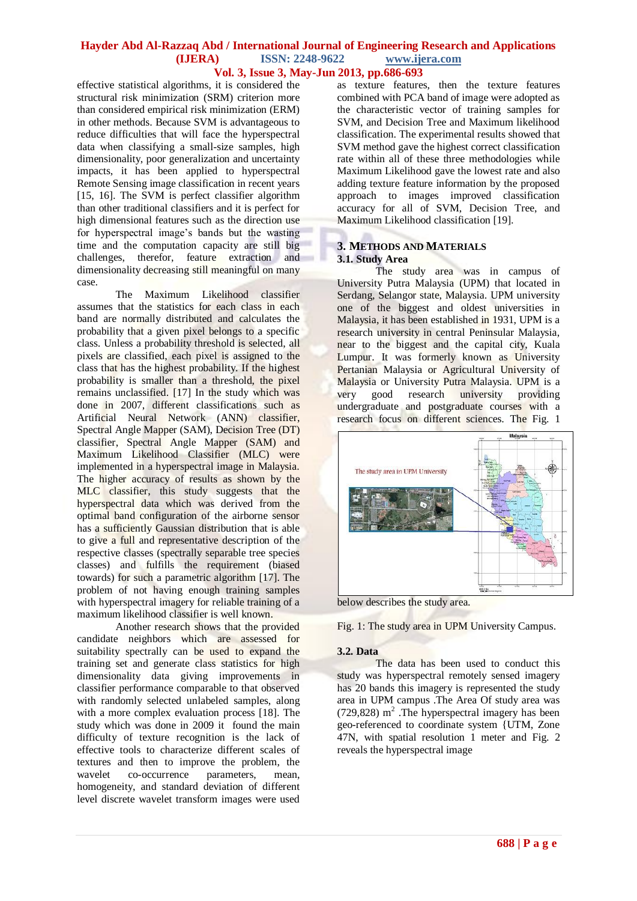effective statistical algorithms, it is considered the structural risk minimization (SRM) criterion more than considered empirical risk minimization (ERM) in other methods. Because SVM is advantageous to reduce difficulties that will face the hyperspectral data when classifying a small-size samples, high dimensionality, poor generalization and uncertainty impacts, it has been applied to hyperspectral Remote Sensing image classification in recent years [15, 16]. The SVM is perfect classifier algorithm than other traditional classifiers and it is perfect for high dimensional features such as the direction use for hyperspectral image's bands but the wasting time and the computation capacity are still big challenges, therefor, feature extraction and dimensionality decreasing still meaningful on many case.

The Maximum Likelihood classifier assumes that the statistics for each class in each band are normally distributed and calculates the probability that a given pixel belongs to a specific class. Unless a probability threshold is selected, all pixels are classified, each pixel is assigned to the class that has the highest probability. If the highest probability is smaller than a threshold, the pixel remains unclassified. [17] In the study which was done in 2007, different classifications such as Artificial Neural Network (ANN) classifier, Spectral Angle Mapper (SAM), Decision Tree (DT) classifier, Spectral Angle Mapper (SAM) and Maximum Likelihood Classifier (MLC) were implemented in a hyperspectral image in Malaysia. The higher accuracy of results as shown by the MLC classifier, this study suggests that the hyperspectral data which was derived from the optimal band configuration of the airborne sensor has a sufficiently Gaussian distribution that is able to give a full and representative description of the respective classes (spectrally separable tree species classes) and fulfills the requirement (biased towards) for such a parametric algorithm [17]. The problem of not having enough training samples with hyperspectral imagery for reliable training of a maximum likelihood classifier is well known.

Another research shows that the provided candidate neighbors which are assessed for suitability spectrally can be used to expand the training set and generate class statistics for high dimensionality data giving improvements in classifier performance comparable to that observed with randomly selected unlabeled samples, along with a more complex evaluation process [18]. The study which was done in 2009 it found the main difficulty of texture recognition is the lack of effective tools to characterize different scales of textures and then to improve the problem, the wavelet co-occurrence parameters, mean, homogeneity, and standard deviation of different level discrete wavelet transform images were used as texture features, then the texture features combined with PCA band of image were adopted as the characteristic vector of training samples for SVM, and Decision Tree and Maximum likelihood classification. The experimental results showed that SVM method gave the highest correct classification rate within all of these three methodologies while Maximum Likelihood gave the lowest rate and also adding texture feature information by the proposed approach to images improved classification accuracy for all of SVM, Decision Tree, and Maximum Likelihood classification [19].

## 3. Methods and Materials

### 3.1. Study Area

The study area was in campus of University Putra Malaysia (UPM) that located in Serdang, Selangor state, Malaysia. UPM university one of the biggest and oldest universities in Malaysia, it has been established in 1931, UPM is a research university in central Peninsular Malaysia, near to the biggest and the capital city, Kuala Lumpur. It was formerly known as University Pertanian Malaysia or Agricultural University of Malaysia or University Putra Malaysia. UPM is a very good research university providing undergraduate and postgraduate courses with a research focus on different sciences. The Fig. 1 below describes the study area.

Fig. 1: The study area in UPM University Campus.

### 3.2. Data

The data has been used to conduct this study was hyperspectral remotely sensed imagery has 20 bands this imagery is represented the study area in UPM campus .The Area Of study area was (729,828) $m^2$ .The hyperspectral imagery has been geo-referenced to coordinate system {UTM, Zone 47N, with spatial resolution 1 meter and Fig. 2 reveals the hyperspectral image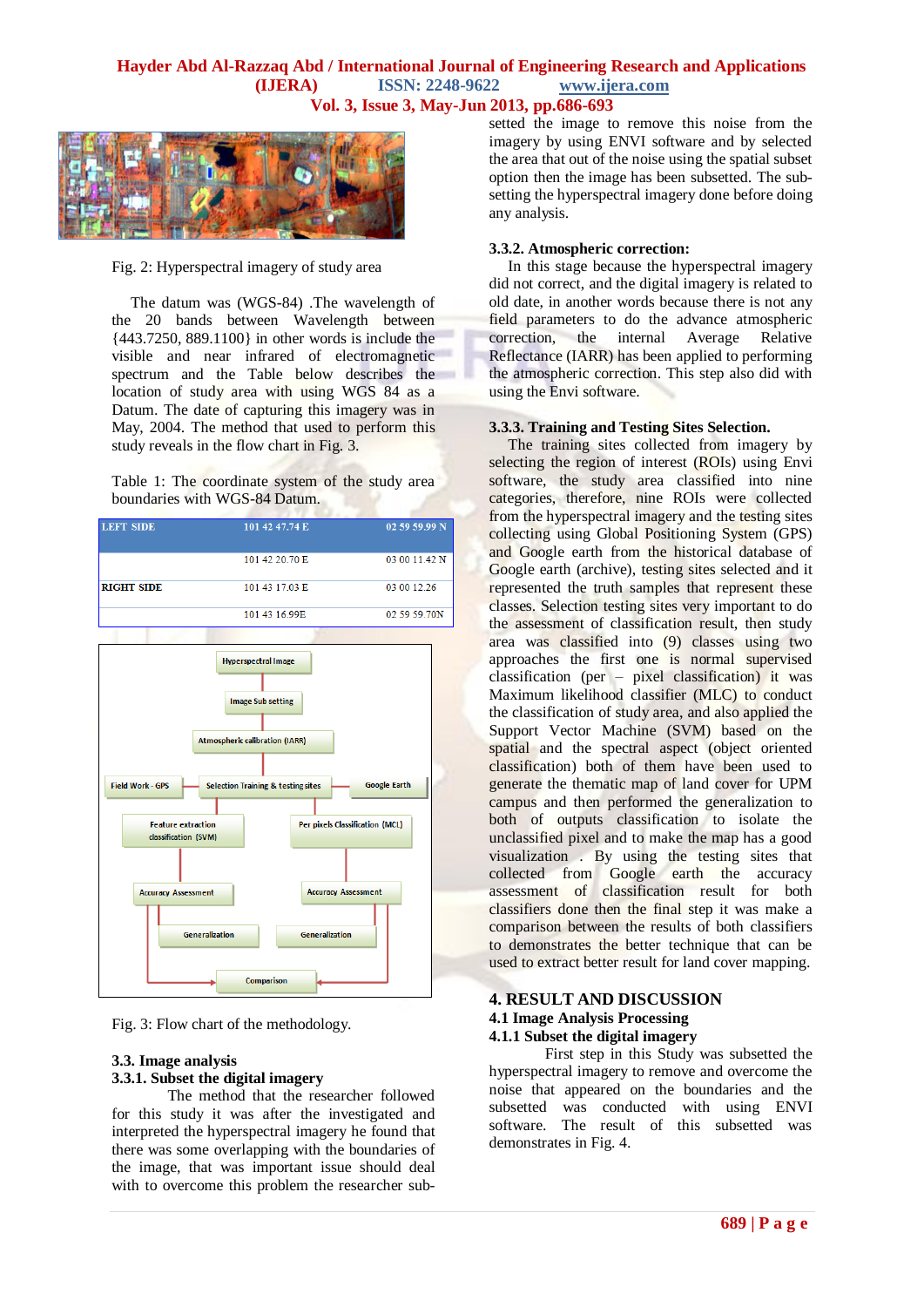Fig. 2: Hyperspectral imagery of study area

The datum was (WGS-84) .The wavelength of the 20 bands between Wavelength between {443.7250, 889.1100} in other words is include the visible and near infrared of electromagnetic spectrum and the Table below describes the location of study area with using WGS 84 as a Datum. The date of capturing this imagery was in May, 2004. The method that used to perform this study reveals in the flow chart in Fig. 3.

Table 1: The coordinate system of the study area boundaries with WGS-84 Datum.

| LEFT SIDE | 101 42 47.74 E | 02 59 59.99 N |
|---|---|---|
| | 101 42 20.70 E | 03 00 11.42 N |
| RIGHT SIDE | 101 43 17.03 E | 03 00 12.26 |
| | 101 43 16.99E | 02 59 59.70N |

Fig. 3: Flow chart of the methodology.

### 3.3. Image analysis

#### 3.3.1. Subset the digital imagery

The method that the researcher followed for this study it was after the investigated and interpreted the hyperspectral imagery he found that there was some overlapping with the boundaries of the image, that was important issue should deal with to overcome this problem the researcher sub-setted the image to remove this noise from the imagery by using ENVI software and by selected the area that out of the noise using the spatial subset option then the image has been subsetted. The sub-setting the hyperspectral imagery done before doing any analysis.

#### 3.3.2. Atmospheric correction:

In this stage because the hyperspectral imagery did not correct, and the digital imagery is related to old date, in another words because there is not any field parameters to do the advance atmospheric correction, the internal Average Relative Reflectance (IARR) has been applied to performing the atmospheric correction. This step also did with using the Envi software.

#### 3.3.3. Training and Testing Sites Selection.

The training sites collected from imagery by selecting the region of interest (ROIs) using Envi software, the study area classified into nine categories, therefore, nine ROIs were collected from the hyperspectral imagery and the testing sites collecting using Global Positioning System (GPS) and Google earth from the historical database of Google earth (archive), testing sites selected and it represented the truth samples that represent these classes. Selection testing sites very important to do the assessment of classification result, then study area was classified into (9) classes using two approaches the first one is normal supervised classification (per – pixel classification) it was Maximum likelihood classifier (MLC) to conduct the classification of study area, and also applied the Support Vector Machine (SVM) based on the spatial and the spectral aspect (object oriented classification) both of them have been used to generate the thematic map of land cover for UPM campus and then performed the generalization to both of outputs classification to isolate the unclassified pixel and to make the map has a good visualization . By using the testing sites that collected from Google earth the accuracy assessment of classification result for both classifiers done then the final step it was make a comparison between the results of both classifiers to demonstrates the better technique that can be used to extract better result for land cover mapping.

## 4. RESULT AND DISCUSSION

### 4.1 Image Analysis Processing

#### 4.1.1 Subset the digital imagery

First step in this Study was subsetted the hyperspectral imagery to remove and overcome the noise that appeared on the boundaries and the subsetted was conducted with using ENVI software. The result of this subsetted was demonstrates in Fig. 4.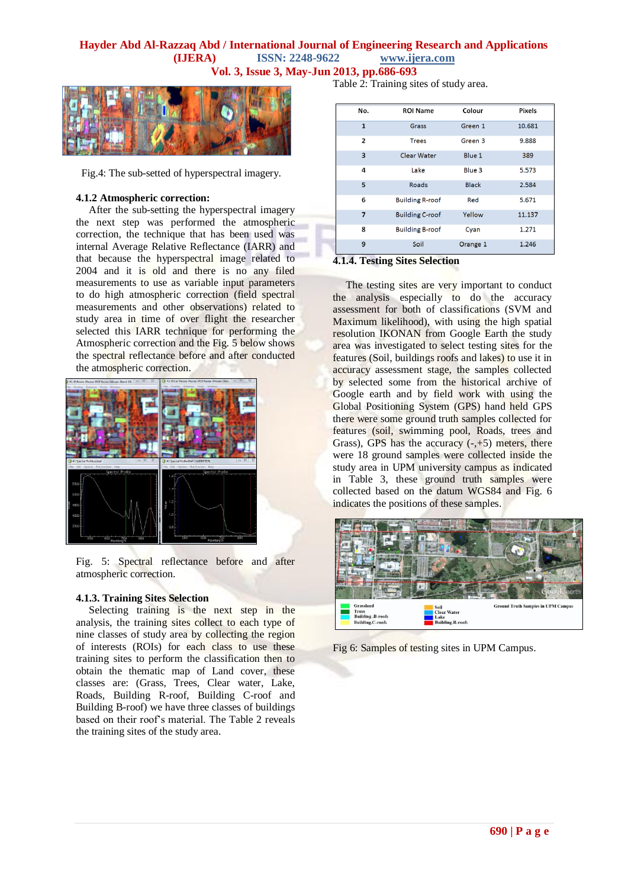Fig.4: The sub-setted of hyperspectral imagery.

### 4.1.2 Atmospheric correction:

After the sub-setting the hyperspectral imagery the next step was performed the atmospheric correction, the technique that has been used was internal Average Relative Reflectance (IARR) and that because the hyperspectral image related to 2004 and it is old and there is no any filed measurements to use as variable input parameters to do high atmospheric correction (field spectral measurements and other observations) related to study area in time of over flight the researcher selected this IARR technique for performing the Atmospheric correction and the Fig. 5 below shows the spectral reflectance before and after conducted the atmospheric correction.

Fig. 5: Spectral reflectance before and after atmospheric correction.

### 4.1.3. Training Sites Selection

Selecting training is the next step in the analysis, the training sites collect to each type of nine classes of study area by collecting the region of interests (ROIs) for each class to use these training sites to perform the classification then to obtain the thematic map of Land cover, these classes are: (Grass, Trees, Clear water, Lake, Roads, Building R-roof, Building C-roof and Building B-roof) we have three classes of buildings based on their roof's material. The Table 2 reveals the training sites of the study area.

Table 2: Training sites of study area.

| No. | ROI Name | Colour | Pixels |
|---|---|---|---|
| 1 | Grass | Green 1 | 10.681 |
| 2 | Trees | Green 3 | 9.888 |
| 3 | Clear Water | Blue 1 | 389 |
| 4 | Lake | Blue 3 | 5.573 |
| 5 | Roads | Black | 2.584 |
| 6 | Building R-roof | Red | 5.671 |
| 7 | Building C-roof | Yellow | 11.137 |
| 8 | Building B-roof | Cyan | 1.271 |
| 9 | Soil | Orange 1 | 1.246 |

### 4.1.4. Testing Sites Selection

The testing sites are very important to conduct the analysis especially to do the accuracy assessment for both of classifications (SVM and Maximum likelihood), with using the high spatial resolution IKONAN from Google Earth the study area was investigated to select testing sites for the features (Soil, buildings roofs and lakes) to use it in accuracy assessment stage, the samples collected by selected some from the historical archive of Google earth and by field work with using the Global Positioning System (GPS) hand held GPS there were some ground truth samples collected for features (soil, swimming pool, Roads, trees and Grass), GPS has the accuracy (-,+5) meters, there were 18 ground samples were collected inside the study area in UPM university campus as indicated in Table 3, these ground truth samples were collected based on the datum WGS84 and Fig. 6 indicates the positions of these samples.

Fig 6: Samples of testing sites in UPM Campus.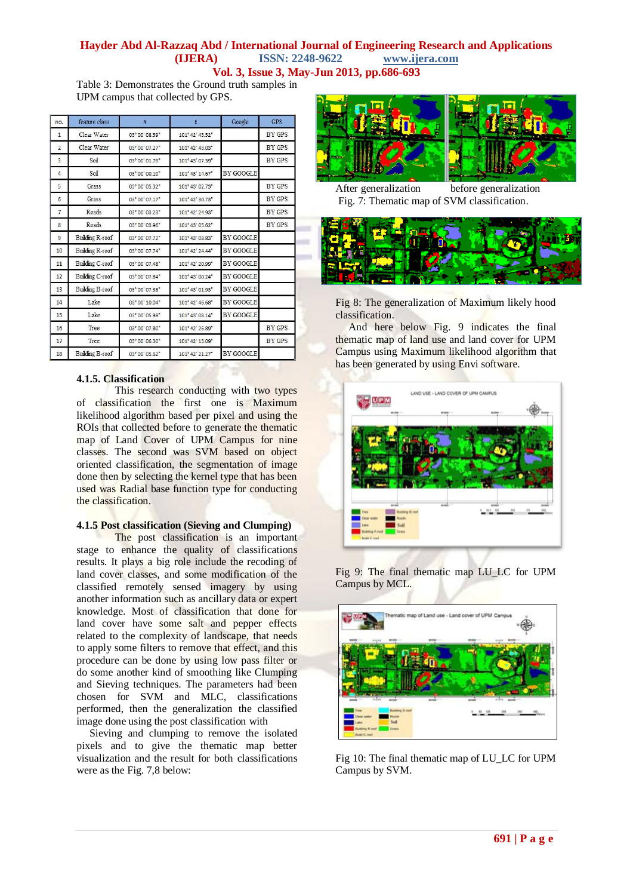Table 3: Demonstrates the Ground truth samples in UPM campus that collected by GPS.

| no. | feature class | N | E | Google | GPS |
|---|---|---|---|---|---|
| 1 | Clear Water | 03° 00' 08.59" | 101° 42' 43.52" | | BY GPS |
| 2 | Clear Water | 03° 00' 07.27" | 101° 42' 43.03" | | BY GPS |
| 3 | Soil | 03° 00' 01.79" | 101° 43' 07.59" | | BY GPS |
| 4 | Soil | 03° 00' 00.10" | 101° 43' 14.67" | BY GOOGLE | |
| 5 | Grass | 03° 00' 05.32" | 101° 43' 02.73" | | BY GPS |
| 6 | Grass | 03° 00' 07.17" | 101° 42' 30.73" | | BY GPS |
| 7 | Roads | 03° 00' 03.23" | 101° 42' 24.93" | | BY GPS |
| 8 | Roads | 03° 00' 03.96" | 101° 43' 05.62" | | BY GPS |
| 9 | Building R-roof | 03° 00' 07.72" | 101° 43' 08.83" | BY GOOGLE | |
| 10 | Building R-roof | 03° 00' 07.74" | 101° 42' 24.44" | BY GOOGLE | |
| 11 | Building C-roof | 03° 00' 07.48" | 101° 42' 20.99" | BY GOOGLE | |
| 12 | Building C-roof | 03° 00' 07.84" | 101° 43' 00.24" | BY GOOGLE | |
| 13 | Building B-roof | 03° 00' 07.38" | 101° 43' 01.93" | BY GOOGLE | |
| 14 | Lake | 03° 00' 10.04" | 101° 42' 46.68" | BY GOOGLE | |
| 15 | Lake | 03° 00' 05.98" | 101° 43' 08.14" | BY GOOGLE | |
| 16 | Tree | 03° 00' 07.80" | 101° 42' 26.89" | | BY GPS |
| 17 | Tree | 03° 00' 06.30" | 101° 42' 13.09" | | BY GPS |
| 18 | Building B-roof | 03° 00' 05.62" | 101° 42' 21.27" | BY GOOGLE | |

#### 4.1.5. Classification

This research conducting with two types of classification the first one is Maximum likelihood algorithm based per pixel and using the ROIs that collected before to generate the thematic map of Land Cover of UPM Campus for nine classes. The second was SVM based on object oriented classification, the segmentation of image done then by selecting the kernel type that has been used was Radial base function type for conducting the classification.

#### 4.1.5 Post classification (Sieving and Clumping)

The post classification is an important stage to enhance the quality of classifications results. It plays a big role include the recoding of land cover classes, and some modification of the classified remotely sensed imagery by using another information such as ancillary data or expert knowledge. Most of classification that done for land cover have some salt and pepper effects related to the complexity of landscape, that needs to apply some filters to remove that effect, and this procedure can be done by using low pass filter or do some another kind of smoothing like Clumping and Sieving techniques. The parameters had been chosen for SVM and MLC, classifications performed, then the generalization the classified image done using the post classification with

Sieving and clumping to remove the isolated pixels and to give the thematic map better visualization and the result for both classifications were as the Fig. 7,8 below:

After generalization before generalization

Fig. 7: Thematic map of SVM classification.

Fig 8: The generalization of Maximum likely hood classification.

And here below Fig. 9 indicates the final thematic map of land use and land cover for UPM Campus using Maximum likelihood algorithm that has been generated by using Envi software.

Fig 9: The final thematic map LU_LC for UPM Campus by MCL.

Fig 10: The final thematic map of LU_LC for UPM Campus by SVM.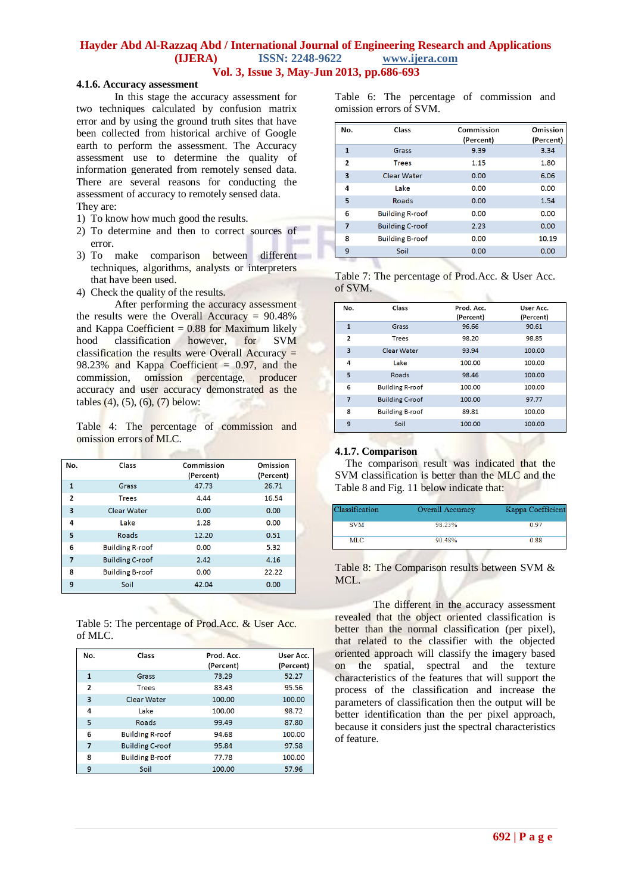### 4.1.6. Accuracy assessment

In this stage the accuracy assessment for two techniques calculated by confusion matrix error and by using the ground truth sites that have been collected from historical archive of Google earth to perform the assessment. The Accuracy assessment use to determine the quality of information generated from remotely sensed data. There are several reasons for conducting the assessment of accuracy to remotely sensed data. They are:

1) To know how much good the results.
2) To determine and then to correct sources of error.
3) To make comparison between different techniques, algorithms, analysts or interpreters that have been used.
4) Check the quality of the results.

After performing the accuracy assessment the results were the Overall Accuracy = 90.48% and Kappa Coefficient = 0.88 for Maximum likely hood classification however, for SVM classification the results were Overall Accuracy = 98.23% and Kappa Coefficient = 0.97, and the commission, omission percentage, producer accuracy and user accuracy demonstrated as the tables (4), (5), (6), (7) below:

Table 4: The percentage of commission and omission errors of MLC.

| No. | Class | Commission (Percent) | Omission (Percent) |
|---|---|---|---|
| 1 | Grass | 47.73 | 26.71 |
| 2 | Trees | 4.44 | 16.54 |
| 3 | Clear Water | 0.00 | 0.00 |
| 4 | Lake | 1.28 | 0.00 |
| 5 | Roads | 12.20 | 0.51 |
| 6 | Building R-roof | 0.00 | 5.32 |
| 7 | Building C-roof | 2.42 | 4.16 |
| 8 | Building B-roof | 0.00 | 22.22 |
| 9 | Soil | 42.04 | 0.00 |

Table 5: The percentage of Prod.Acc. & User Acc. of MLC.

| No. | Class | Prod. Acc. (Percent) | User Acc. (Percent) |
|---|---|---|---|
| 1 | Grass | 73.29 | 52.27 |
| 2 | Trees | 83.43 | 95.56 |
| 3 | Clear Water | 100.00 | 100.00 |
| 4 | Lake | 100.00 | 98.72 |
| 5 | Roads | 99.49 | 87.80 |
| 6 | Building R-roof | 94.68 | 100.00 |
| 7 | Building C-roof | 95.84 | 97.58 |
| 8 | Building B-roof | 77.78 | 100.00 |
| 9 | Soil | 100.00 | 57.96 |

Table 6: The percentage of commission and omission errors of SVM.

| No. | Class | Commission (Percent) | Omission (Percent) |
|---|---|---|---|
| 1 | Grass | 9.39 | 3.34 |
| 2 | Trees | 1.15 | 1.80 |
| 3 | Clear Water | 0.00 | 6.06 |
| 4 | Lake | 0.00 | 0.00 |
| 5 | Roads | 0.00 | 1.54 |
| 6 | Building R-roof | 0.00 | 0.00 |
| 7 | Building C-roof | 2.23 | 0.00 |
| 8 | Building B-roof | 0.00 | 10.19 |
| 9 | Soil | 0.00 | 0.00 |

Table 7: The percentage of Prod.Acc. & User Acc. of SVM.

| No. | Class | Prod. Acc. (Percent) | User Acc. (Percent) |
|---|---|---|---|
| 1 | Grass | 96.66 | 90.61 |
| 2 | Trees | 98.20 | 98.85 |
| 3 | Clear Water | 93.94 | 100.00 |
| 4 | Lake | 100.00 | 100.00 |
| 5 | Roads | 98.46 | 100.00 |
| 6 | Building R-roof | 100.00 | 100.00 |
| 7 | Building C-roof | 100.00 | 97.77 |
| 8 | Building B-roof | 89.81 | 100.00 |
| 9 | Soil | 100.00 | 100.00 |

### 4.1.7. Comparison

The comparison result was indicated that the SVM classification is better than the MLC and the Table 8 and Fig. 11 below indicate that:

| Classification | Overall Accuracy | Kappa Coefficient |
|---|---|---|
| SVM | 98.23% | 0.97 |
| MLC | 90.48% | 0.88 |

Table 8: The Comparison results between SVM & MCL.

The different in the accuracy assessment revealed that the object oriented classification is better than the normal classification (per pixel), that related to the classifier with the objected oriented approach will classify the imagery based on the spatial, spectral and the texture characteristics of the features that will support the process of the classification and increase the parameters of classification then the output will be better identification than the per pixel approach, because it considers just the spectral characteristics of feature.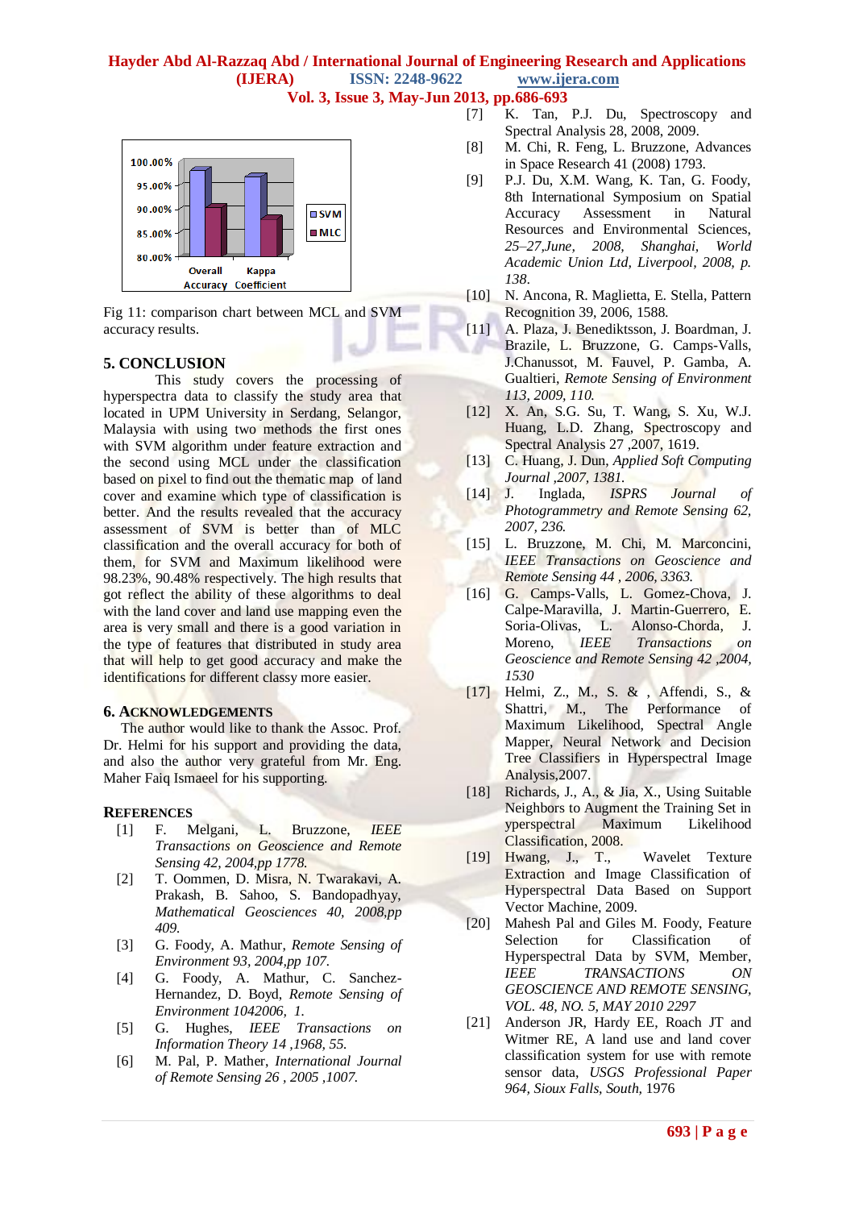100.00%
95.00%
90.00%
85.00%
80.00%
Overall Accuracy
Kappa Coefficient
SVM
MLC

Fig 11: comparison chart between MCL and SVM accuracy results.

## 5. CONCLUSION

This study covers the processing of hyperspectra data to classify the study area that located in UPM University in Serdang, Selangor, Malaysia with using two methods the first ones with SVM algorithm under feature extraction and the second using MCL under the classification based on pixel to find out the thematic map of land cover and examine which type of classification is better. And the results revealed that the accuracy assessment of SVM is better than of MLC classification and the overall accuracy for both of them, for SVM and Maximum likelihood were 98.23%, 90.48% respectively. The high results that got reflect the ability of these algorithms to deal with the land cover and land use mapping even the area is very small and there is a good variation in the type of features that distributed in study area that will help to get good accuracy and make the identifications for different classy more easier.

## 6. ACKNOWLEDGEMENTS

The author would like to thank the Assoc. Prof. Dr. Helmi for his support and providing the data, and also the author very grateful from Mr. Eng. Maher Faiq Ismaeel for his supporting.

## REFERENCES

[1] F. Melgani, L. Bruzzone, *IEEE Transactions on Geoscience and Remote Sensing 42, 2004,pp 1778.*

[2] T. Oommen, D. Misra, N. Twarakavi, A. Prakash, B. Sahoo, S. Bandopadhyay, *Mathematical Geosciences 40, 2008,pp 409.*

[3] G. Foody, A. Mathur, *Remote Sensing of Environment 93, 2004,pp 107.*

[4] G. Foody, A. Mathur, C. Sanchez-Hernandez, D. Boyd, *Remote Sensing of Environment 1042006, 1.*

[5] G. Hughes, *IEEE Transactions on Information Theory 14 ,1968, 55.*

[6] M. Pal, P. Mather, *International Journal of Remote Sensing 26 , 2005 ,1007.*

[7] K. Tan, P.J. Du, Spectroscopy and Spectral Analysis 28, 2008, 2009.

[8] M. Chi, R. Feng, L. Bruzzone, Advances in Space Research 41 (2008) 1793.

[9] P.J. Du, X.M. Wang, K. Tan, G. Foody, 8th International Symposium on Spatial Accuracy Assessment in Natural Resources and Environmental Sciences, *25–27,June, 2008, Shanghai, World Academic Union Ltd, Liverpool, 2008, p. 138.*

[10] N. Ancona, R. Maglietta, E. Stella, Pattern Recognition 39, 2006, 1588.

[11] A. Plaza, J. Benediktsson, J. Boardman, J. Brazile, L. Bruzzone, G. Camps-Valls, J.Chanussot, M. Fauvel, P. Gamba, A. Gualtieri, *Remote Sensing of Environment 113, 2009, 110.*

[12] X. An, S.G. Su, T. Wang, S. Xu, W.J. Huang, L.D. Zhang, Spectroscopy and Spectral Analysis 27 ,2007, 1619.

[13] C. Huang, J. Dun, *Applied Soft Computing Journal ,2007, 1381.*

[14] J. Inglada, *ISPRS Journal of Photogrammetry and Remote Sensing 62, 2007, 236.*

[15] L. Bruzzone, M. Chi, M. Marconcini, *IEEE Transactions on Geoscience and Remote Sensing 44 , 2006, 3363.*

[16] G. Camps-Valls, L. Gomez-Chova, J. Calpe-Maravilla, J. Martin-Guerrero, E. Soria-Olivas, L. Alonso-Chorda, J. Moreno, *IEEE Transactions on Geoscience and Remote Sensing 42 ,2004, 1530*

[17] Helmi, Z., M., S. & , Affendi, S., & Shattri, M., The Performance of Maximum Likelihood, Spectral Angle Mapper, Neural Network and Decision Tree Classifiers in Hyperspectral Image Analysis,2007.

[18] Richards, J., A., & Jia, X., Using Suitable Neighbors to Augment the Training Set in yperspectral Maximum Likelihood Classification, 2008.

[19] Hwang, J., T., Wavelet Texture Extraction and Image Classification of Hyperspectral Data Based on Support Vector Machine, 2009.

[20] Mahesh Pal and Giles M. Foody, Feature Selection for Classification of Hyperspectral Data by SVM, Member, *IEEE TRANSACTIONS ON GEOSCIENCE AND REMOTE SENSING, VOL. 48, NO. 5, MAY 2010 2297*

[21] Anderson JR, Hardy EE, Roach JT and Witmer RE, A land use and land cover classification system for use with remote sensor data, *USGS Professional Paper 964, Sioux Falls, South,* 1976